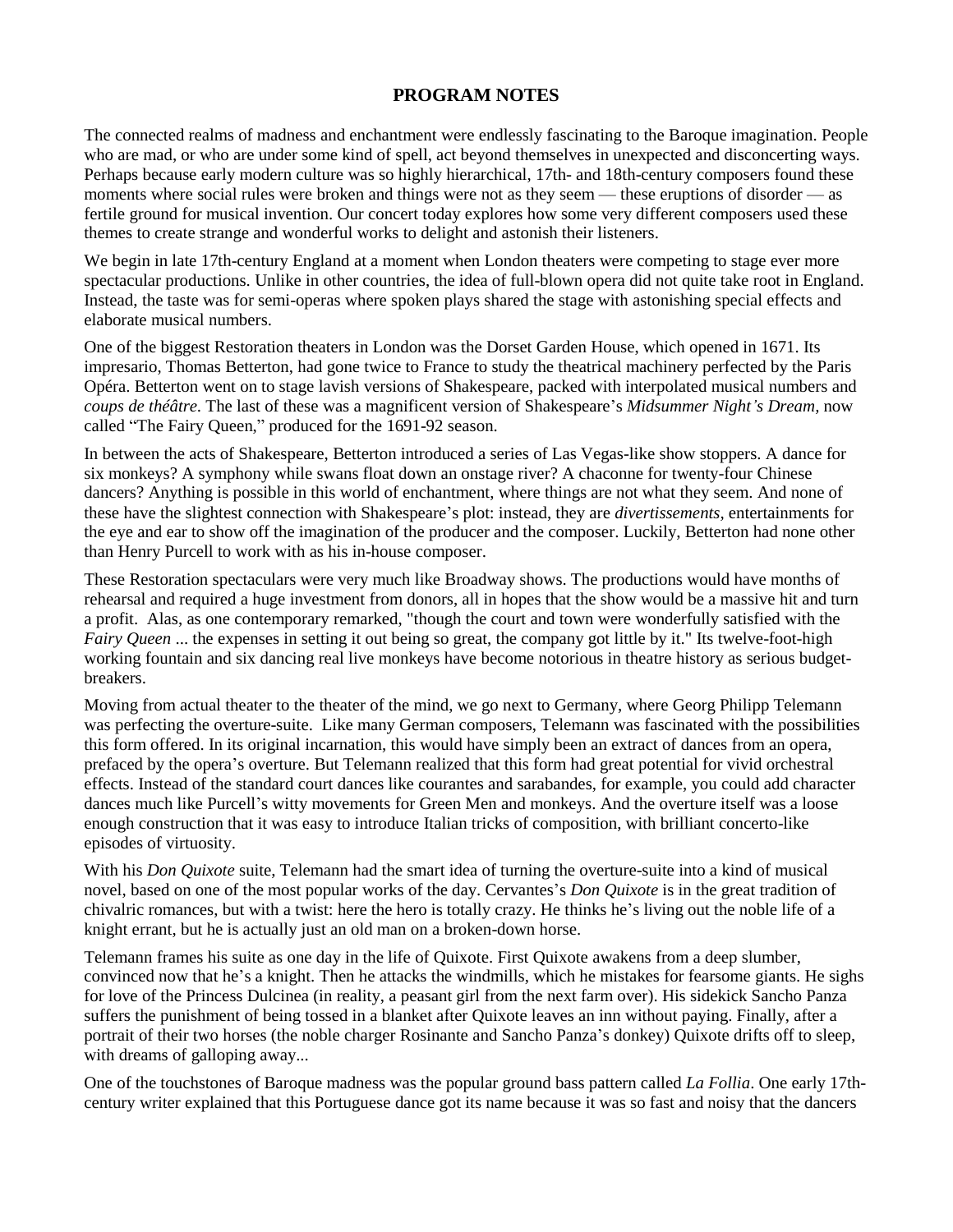# PROGRAM NOTES

The connected realms of madness and enchantment were endlessly fascinating to the Baroque imagination. People who are mad, or who are under some kind of spell, act beyond themselves in unexpected and disconcerting ways. Perhaps because early modern culture was so highly hierarchical, 17th- and 18th-century composers found these moments where social rules were broken and things were not as they seem — these eruptions of disorder — as fertile ground for musical invention. Our concert today explores how some very different composers used these themes to create strange and wonderful works to delight and astonish their listeners.

We begin in late 17th-century England at a moment when London theaters were competing to stage ever more spectacular productions. Unlike in other countries, the idea of full-blown opera did not quite take root in England. Instead, the taste was for semi-operas where spoken plays shared the stage with astonishing special effects and elaborate musical numbers.

One of the biggest Restoration theaters in London was the Dorset Garden House, which opened in 1671. Its impresario, Thomas Betterton, had gone twice to France to study the theatrical machinery perfected by the Paris Opéra. Betterton went on to stage lavish versions of Shakespeare, packed with interpolated musical numbers and *coups de théâtre*. The last of these was a magnificent version of Shakespeare's *Midsummer Night's Dream,* now called "The Fairy Queen," produced for the 1691-92 season.

In between the acts of Shakespeare, Betterton introduced a series of Las Vegas-like show stoppers. A dance for six monkeys? A symphony while swans float down an onstage river? A chaconne for twenty-four Chinese dancers? Anything is possible in this world of enchantment, where things are not what they seem. And none of these have the slightest connection with Shakespeare's plot: instead, they are *divertissements,* entertainments for the eye and ear to show off the imagination of the producer and the composer. Luckily, Betterton had none other than Henry Purcell to work with as his in-house composer.

These Restoration spectaculars were very much like Broadway shows. The productions would have months of rehearsal and required a huge investment from donors, all in hopes that the show would be a massive hit and turn a profit. Alas, as one contemporary remarked, "though the court and town were wonderfully satisfied with the *Fairy Queen* ... the expenses in setting it out being so great, the company got little by it." Its twelve-foot-high working fountain and six dancing real live monkeys have become notorious in theatre history as serious budget-breakers.

Moving from actual theater to the theater of the mind, we go next to Germany, where Georg Philipp Telemann was perfecting the overture-suite. Like many German composers, Telemann was fascinated with the possibilities this form offered. In its original incarnation, this would have simply been an extract of dances from an opera, prefaced by the opera's overture. But Telemann realized that this form had great potential for vivid orchestral effects. Instead of the standard court dances like courantes and sarabandes, for example, you could add character dances much like Purcell's witty movements for Green Men and monkeys. And the overture itself was a loose enough construction that it was easy to introduce Italian tricks of composition, with brilliant concerto-like episodes of virtuosity.

With his *Don Quixote* suite, Telemann had the smart idea of turning the overture-suite into a kind of musical novel, based on one of the most popular works of the day. Cervantes's *Don Quixote* is in the great tradition of chivalric romances, but with a twist: here the hero is totally crazy. He thinks he's living out the noble life of a knight errant, but he is actually just an old man on a broken-down horse.

Telemann frames his suite as one day in the life of Quixote. First Quixote awakens from a deep slumber, convinced now that he's a knight. Then he attacks the windmills, which he mistakes for fearsome giants. He sighs for love of the Princess Dulcinea (in reality, a peasant girl from the next farm over). His sidekick Sancho Panza suffers the punishment of being tossed in a blanket after Quixote leaves an inn without paying. Finally, after a portrait of their two horses (the noble charger Rosinante and Sancho Panza's donkey) Quixote drifts off to sleep, with dreams of galloping away...

One of the touchstones of Baroque madness was the popular ground bass pattern called *La Follia*. One early 17th-century writer explained that this Portuguese dance got its name because it was so fast and noisy that the dancers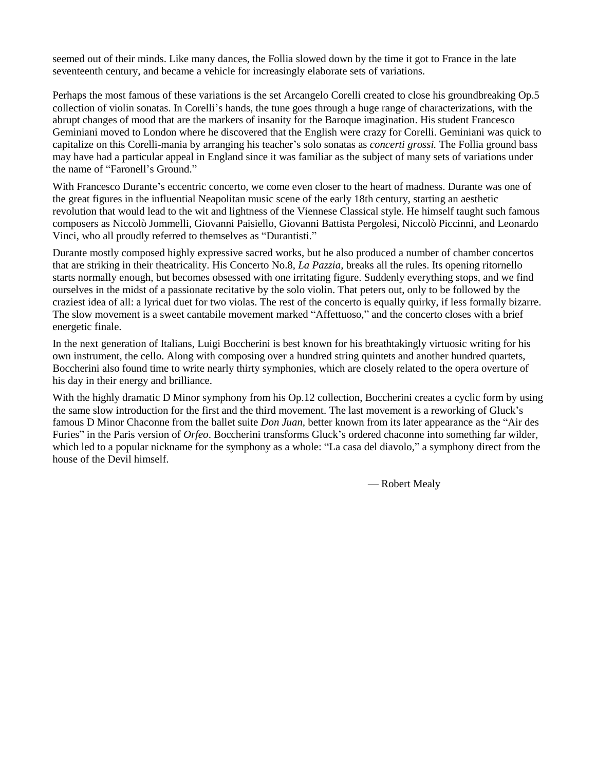seemed out of their minds. Like many dances, the Follia slowed down by the time it got to France in the late seventeenth century, and became a vehicle for increasingly elaborate sets of variations.

Perhaps the most famous of these variations is the set Arcangelo Corelli created to close his groundbreaking Op.5 collection of violin sonatas. In Corelli's hands, the tune goes through a huge range of characterizations, with the abrupt changes of mood that are the markers of insanity for the Baroque imagination. His student Francesco Geminiani moved to London where he discovered that the English were crazy for Corelli. Geminiani was quick to capitalize on this Corelli-mania by arranging his teacher's solo sonatas as *concerti grossi.* The Follia ground bass may have had a particular appeal in England since it was familiar as the subject of many sets of variations under the name of "Faronell's Ground."

With Francesco Durante's eccentric concerto, we come even closer to the heart of madness. Durante was one of the great figures in the influential Neapolitan music scene of the early 18th century, starting an aesthetic revolution that would lead to the wit and lightness of the Viennese Classical style. He himself taught such famous composers as Niccolò Jommelli, Giovanni Paisiello, Giovanni Battista Pergolesi, Niccolò Piccinni, and Leonardo Vinci, who all proudly referred to themselves as "Durantisti."

Durante mostly composed highly expressive sacred works, but he also produced a number of chamber concertos that are striking in their theatricality. His Concerto No.8, *La Pazzia,* breaks all the rules. Its opening ritornello starts normally enough, but becomes obsessed with one irritating figure. Suddenly everything stops, and we find ourselves in the midst of a passionate recitative by the solo violin. That peters out, only to be followed by the craziest idea of all: a lyrical duet for two violas. The rest of the concerto is equally quirky, if less formally bizarre. The slow movement is a sweet cantabile movement marked "Affettuoso," and the concerto closes with a brief energetic finale.

In the next generation of Italians, Luigi Boccherini is best known for his breathtakingly virtuosic writing for his own instrument, the cello. Along with composing over a hundred string quintets and another hundred quartets, Boccherini also found time to write nearly thirty symphonies, which are closely related to the opera overture of his day in their energy and brilliance.

With the highly dramatic D Minor symphony from his Op.12 collection, Boccherini creates a cyclic form by using the same slow introduction for the first and the third movement. The last movement is a reworking of Gluck's famous D Minor Chaconne from the ballet suite *Don Juan*, better known from its later appearance as the "Air des Furies" in the Paris version of *Orfeo*. Boccherini transforms Gluck's ordered chaconne into something far wilder, which led to a popular nickname for the symphony as a whole: "La casa del diavolo," a symphony direct from the house of the Devil himself.

— Robert Mealy